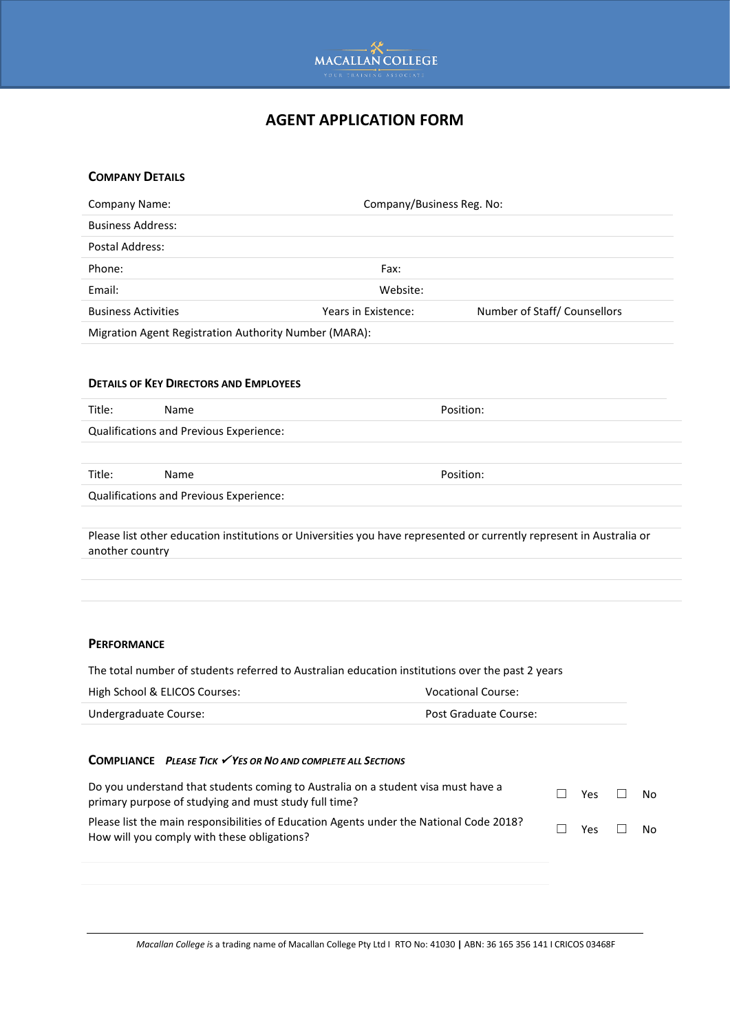MACALLAN COLLEGE

YOUR TRAINING ASSOCIATE

# AGENT APPLICATION FORM

## Company Details

| | | |
|---|---|---|
| Company Name: | Company/Business Reg. No: | |
| Business Address: | | |
| Postal Address: | | |
| Phone: | Fax: | |
| Email: | Website: | |
| Business Activities | Years in Existence: | Number of Staff/ Counsellors |
| Migration Agent Registration Authority Number (MARA): | | |

## Details of Key Directors and Employees

| | | |
|---|---|---|
| Title: | Name | Position: |
| Qualifications and Previous Experience: | | |
| | | |
| Title: | Name | Position: |
| Qualifications and Previous Experience: | | |
| | | |

Please list other education institutions or Universities you have represented or currently represent in Australia or another country

## Performance

The total number of students referred to Australian education institutions over the past 2 years

| | |
|---|---|
| High School & ELICOS Courses: | Vocational Course: |
| Undergraduate Course: | Post Graduate Course: |

## Compliance *Please Tick ✓Yes or No and complete all Sections*

| | | |
|---|---|---|
| Do you understand that students coming to Australia on a student visa must have a primary purpose of studying and must study full time? | ☐ Yes | ☐ No |
| Please list the main responsibilities of Education Agents under the National Code 2018? How will you comply with these obligations? | ☐ Yes | ☐ No |

*Macallan College* is a trading name of Macallan College Pty Ltd I RTO No: 41030 | ABN: 36 165 356 141 I CRICOS 03468F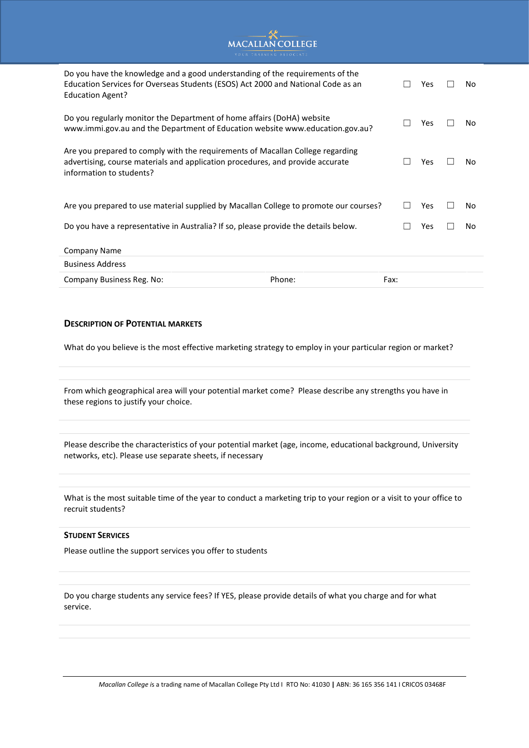| | | |
|---|---|---|
| Do you have the knowledge and a good understanding of the requirements of the Education Services for Overseas Students (ESOS) Act 2000 and National Code as an Education Agent? | ☐ Yes | ☐ No |
| Do you regularly monitor the Department of home affairs (DoHA) website www.immi.gov.au and the Department of Education website www.education.gov.au? | ☐ Yes | ☐ No |
| Are you prepared to comply with the requirements of Macallan College regarding advertising, course materials and application procedures, and provide accurate information to students? | ☐ Yes | ☐ No |
| Are you prepared to use material supplied by Macallan College to promote our courses? | ☐ Yes | ☐ No |
| Do you have a representative in Australia? If so, please provide the details below. | ☐ Yes | ☐ No |

| | | |
|---|---|---|
| Company Name | | |
| Business Address | | |
| Company Business Reg. No: | Phone: | Fax: |

**DESCRIPTION OF POTENTIAL MARKETS**

What do you believe is the most effective marketing strategy to employ in your particular region or market?

From which geographical area will your potential market come? Please describe any strengths you have in these regions to justify your choice.

Please describe the characteristics of your potential market (age, income, educational background, University networks, etc). Please use separate sheets, if necessary

What is the most suitable time of the year to conduct a marketing trip to your region or a visit to your office to recruit students?

**STUDENT SERVICES**

Please outline the support services you offer to students

Do you charge students any service fees? If YES, please provide details of what you charge and for what service.

*Macallan College is* a trading name of Macallan College Pty Ltd I RTO No: 41030 **|** ABN: 36 165 356 141 I CRICOS 03468F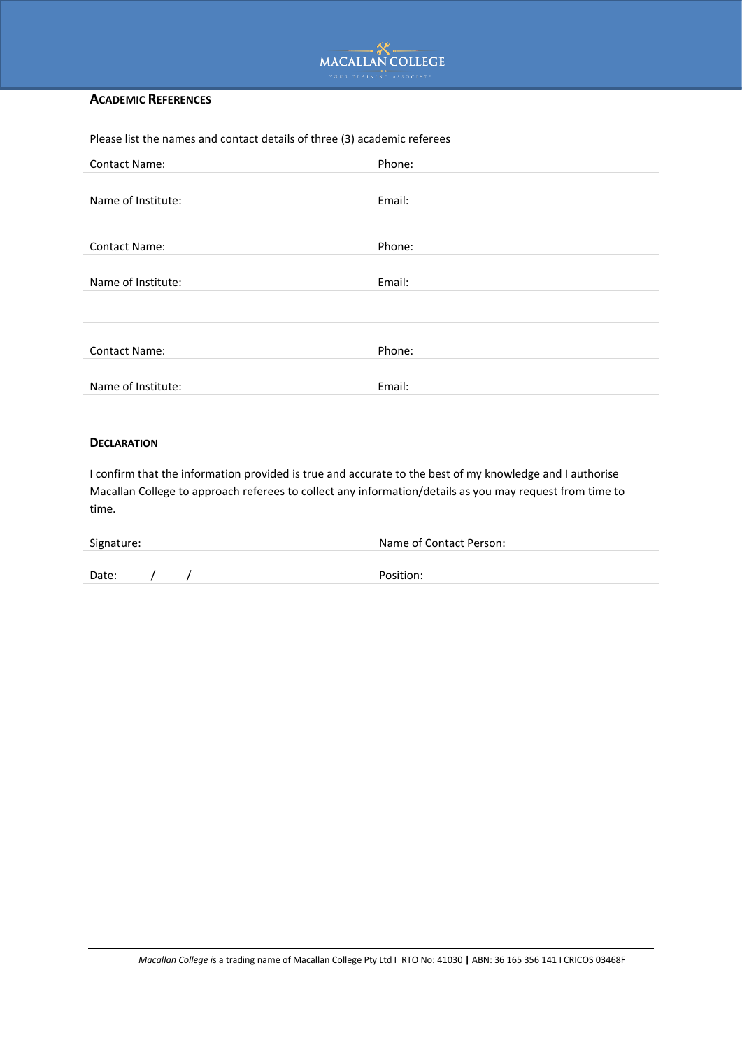## Academic References

Please list the names and contact details of three (3) academic referees

| | |
|---|---|
| Contact Name: | Phone: |
| Name of Institute: | Email: |

| | |
|---|---|
| Contact Name: | Phone: |
| Name of Institute: | Email: |

| | |
|---|---|
| Contact Name: | Phone: |
| Name of Institute: | Email: |

## Declaration

I confirm that the information provided is true and accurate to the best of my knowledge and I authorise Macallan College to approach referees to collect any information/details as you may request from time to time.

| | |
|---|---|
| Signature: | Name of Contact Person: |
| Date: / / | Position: |

*Macallan College* is a trading name of Macallan College Pty Ltd I RTO No: 41030 | ABN: 36 165 356 141 I CRICOS 03468F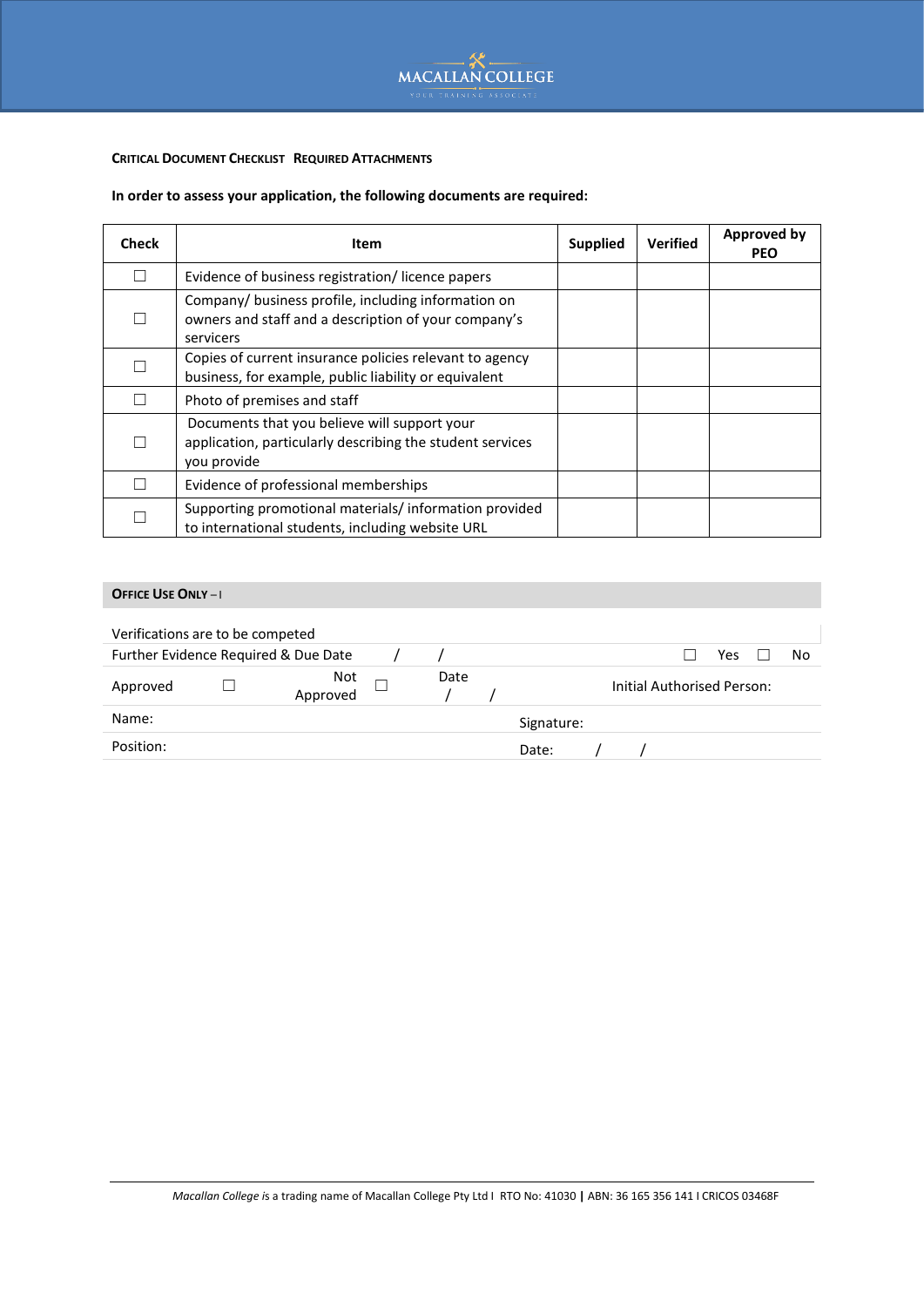**CRITICAL DOCUMENT CHECKLIST REQUIRED ATTACHMENTS**

**In order to assess your application, the following documents are required:**

| Check | Item | Supplied | Verified | Approved by PEO |
|---|---|---|---|---|
| ☐ | Evidence of business registration/ licence papers | | | |
| ☐ | Company/ business profile, including information on owners and staff and a description of your company's servicers | | | |
| ☐ | Copies of current insurance policies relevant to agency business, for example, public liability or equivalent | | | |
| ☐ | Photo of premises and staff | | | |
| ☐ | Documents that you believe will support your application, particularly describing the student services you provide | | | |
| ☐ | Evidence of professional memberships | | | |
| ☐ | Supporting promotional materials/ information provided to international students, including website URL | | | |

**OFFICE USE ONLY – I**

Verifications are to be competed

Further Evidence Required & Due Date / / ☐ Yes ☐ No

Approved ☐ Not Approved ☐ Date / / Initial Authorised Person:

Name: Signature:

Position: Date: / /